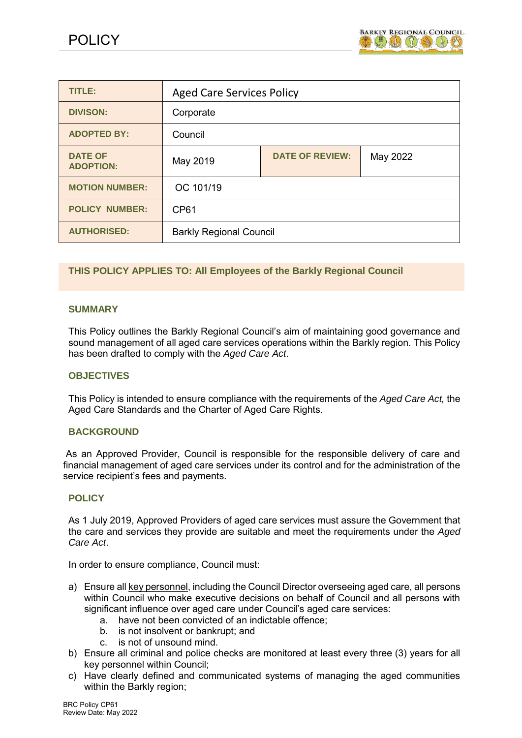# POLICY

| TITLE: | Aged Care Services Policy | | |
|---|---|---|---|
| DIVISON: | Corporate | | |
| ADOPTED BY: | Council | | |
| DATE OF ADOPTION: | May 2019 | DATE OF REVIEW: | May 2022 |
| MOTION NUMBER: | OC 101/19 | | |
| POLICY NUMBER: | CP61 | | |
| AUTHORISED: | Barkly Regional Council | | |

**THIS POLICY APPLIES TO: All Employees of the Barkly Regional Council**

## SUMMARY

This Policy outlines the Barkly Regional Council's aim of maintaining good governance and sound management of all aged care services operations within the Barkly region. This Policy has been drafted to comply with the *Aged Care Act*.

## OBJECTIVES

This Policy is intended to ensure compliance with the requirements of the *Aged Care Act,* the Aged Care Standards and the Charter of Aged Care Rights.

## BACKGROUND

As an Approved Provider, Council is responsible for the responsible delivery of care and financial management of aged care services under its control and for the administration of the service recipient's fees and payments.

## POLICY

As 1 July 2019, Approved Providers of aged care services must assure the Government that the care and services they provide are suitable and meet the requirements under the *Aged Care Act*.

In order to ensure compliance, Council must:

a) Ensure all key personnel, including the Council Director overseeing aged care, all persons within Council who make executive decisions on behalf of Council and all persons with significant influence over aged care under Council's aged care services:
   a. have not been convicted of an indictable offence;
   b. is not insolvent or bankrupt; and
   c. is not of unsound mind.
b) Ensure all criminal and police checks are monitored at least every three (3) years for all key personnel within Council;
c) Have clearly defined and communicated systems of managing the aged communities within the Barkly region;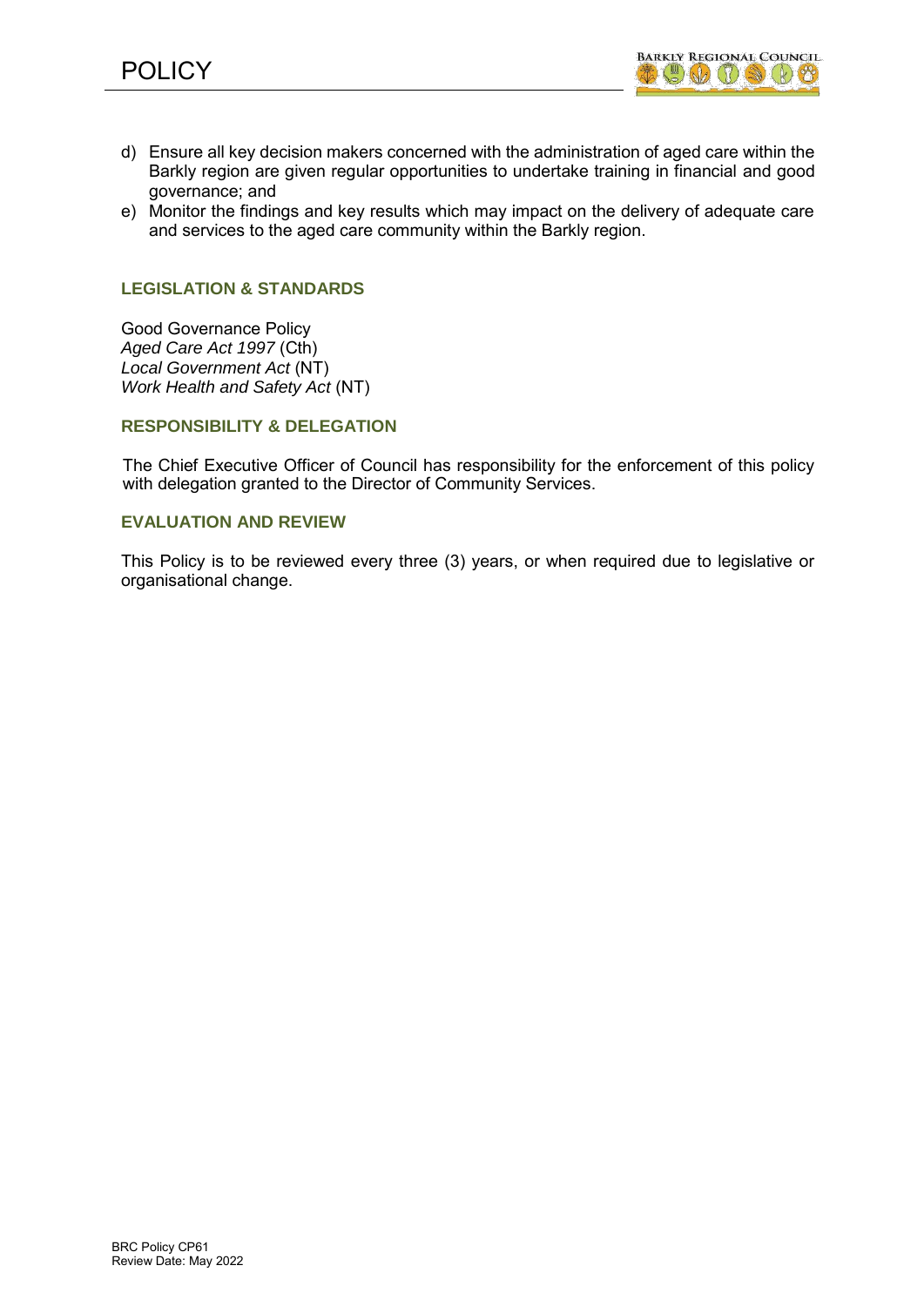d) Ensure all key decision makers concerned with the administration of aged care within the Barkly region are given regular opportunities to undertake training in financial and good governance; and
e) Monitor the findings and key results which may impact on the delivery of adequate care and services to the aged care community within the Barkly region.

## LEGISLATION & STANDARDS

Good Governance Policy
*Aged Care Act 1997* (Cth)
*Local Government Act* (NT)
*Work Health and Safety Act* (NT)

## RESPONSIBILITY & DELEGATION

The Chief Executive Officer of Council has responsibility for the enforcement of this policy with delegation granted to the Director of Community Services.

## EVALUATION AND REVIEW

This Policy is to be reviewed every three (3) years, or when required due to legislative or organisational change.